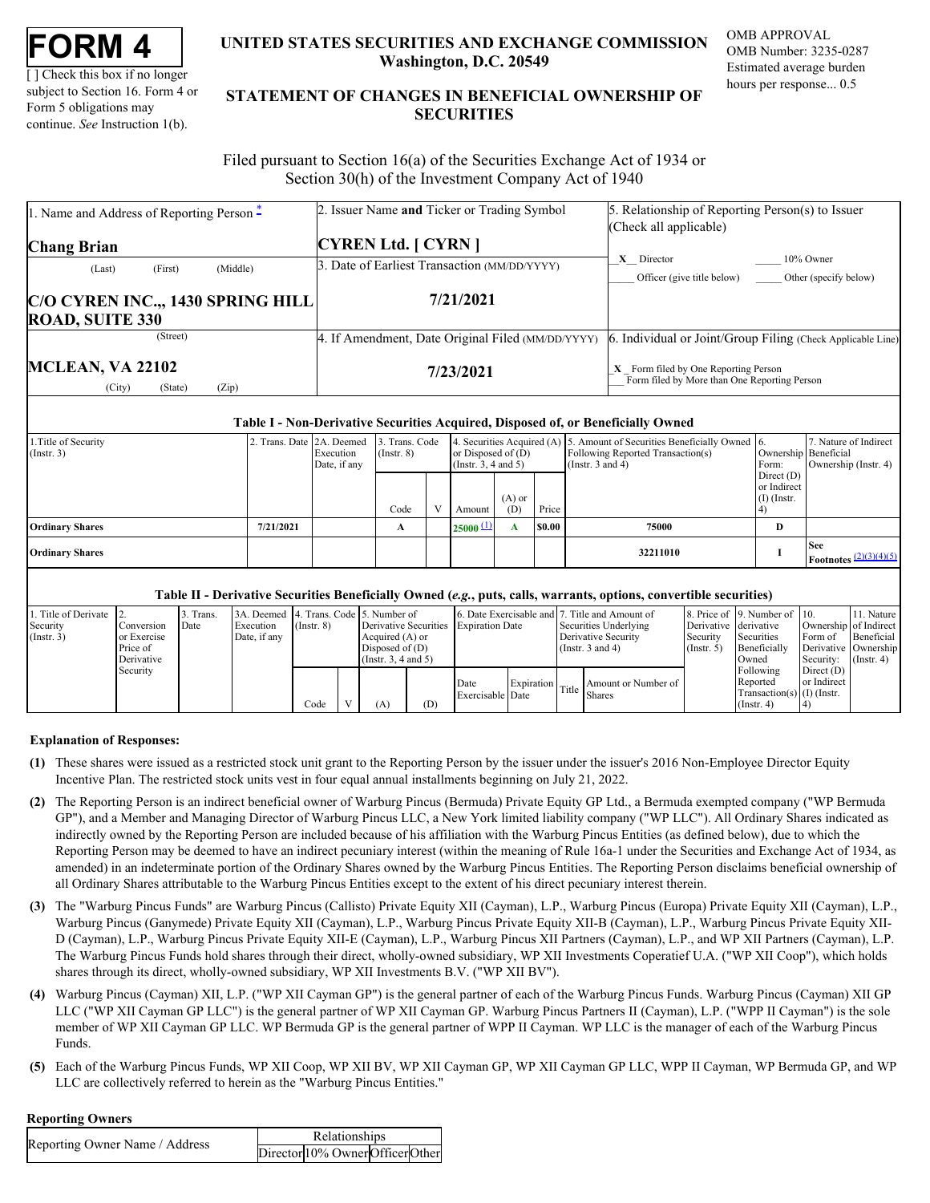# FORM 4

[ ] Check this box if no longer subject to Section 16. Form 4 or Form 5 obligations may continue. *See* Instruction 1(b).

**UNITED STATES SECURITIES AND EXCHANGE COMMISSION**
**Washington, D.C. 20549**

**STATEMENT OF CHANGES IN BENEFICIAL OWNERSHIP OF SECURITIES**

OMB APPROVAL
OMB Number: 3235-0287
Estimated average burden hours per response... 0.5

Filed pursuant to Section 16(a) of the Securities Exchange Act of 1934 or Section 30(h) of the Investment Company Act of 1940

| 1. Name and Address of Reporting Person * | 2. Issuer Name **and** Ticker or Trading Symbol | 5. Relationship of Reporting Person(s) to Issuer (Check all applicable) |
|---|---|---|
| **Chang Brian** (Last) (First) (Middle) | **CYREN Ltd. [ CYRN ]** | X Director ___ 10% Owner ___ Officer (give title below) ___ Other (specify below) |
| **C/O CYREN INC.,, 1430 SPRING HILL ROAD, SUITE 330** (Street) | 3. Date of Earliest Transaction (MM/DD/YYYY) **7/21/2021** | |
| **MCLEAN, VA 22102** (City) (State) (Zip) | 4. If Amendment, Date Original Filed (MM/DD/YYYY) **7/23/2021** | 6. Individual or Joint/Group Filing (Check Applicable Line) X Form filed by One Reporting Person ___ Form filed by More than One Reporting Person |

### Table I - Non-Derivative Securities Acquired, Disposed of, or Beneficially Owned

| 1.Title of Security (Instr. 3) | 2. Trans. Date | 2A. Deemed Execution Date, if any | 3. Trans. Code (Instr. 8) | | 4. Securities Acquired (A) or Disposed of (D) (Instr. 3, 4 and 5) | | | 5. Amount of Securities Beneficially Owned Following Reported Transaction(s) (Instr. 3 and 4) | 6. Ownership Form: Direct (D) or Indirect (I) (Instr. 4) | 7. Nature of Indirect Beneficial Ownership (Instr. 4) |
|---|---|---|---|---|---|---|---|---|---|---|
| | | | Code | V | Amount | (A) or (D) | Price | | | |
| **Ordinary Shares** | **7/21/2021** | | **A** | | **25000** (1) | **A** | **$0.00** | **75000** | **D** | |
| **Ordinary Shares** | | | | | | | | **32211010** | **I** | **See Footnotes** (2)(3)(4)(5) |

### Table II - Derivative Securities Beneficially Owned (*e.g.*, puts, calls, warrants, options, convertible securities)

| 1. Title of Derivate Security (Instr. 3) | 2. Conversion or Exercise Price of Derivative Security | 3. Trans. Date | 3A. Deemed Execution Date, if any | 4. Trans. Code (Instr. 8) | | 5. Number of Derivative Securities Acquired (A) or Disposed of (D) (Instr. 3, 4 and 5) | | 6. Date Exercisable and Expiration Date | | 7. Title and Amount of Securities Underlying Derivative Security (Instr. 3 and 4) | | 8. Price of Derivative Security (Instr. 5) | 9. Number of derivative Securities Beneficially Owned Following Reported Transaction(s) (Instr. 4) | 10. Ownership Form of Derivative Security: Direct (D) or Indirect (I) (Instr. 4) | 11. Nature of Indirect Beneficial Ownership (Instr. 4) |
|---|---|---|---|---|---|---|---|---|---|---|---|---|---|---|---|
| | | | | Code | V | (A) | (D) | Date Exercisable | Expiration Date | Title | Amount or Number of Shares | | | | |

**Explanation of Responses:**

**(1)** These shares were issued as a restricted stock unit grant to the Reporting Person by the issuer under the issuer's 2016 Non-Employee Director Equity Incentive Plan. The restricted stock units vest in four equal annual installments beginning on July 21, 2022.

**(2)** The Reporting Person is an indirect beneficial owner of Warburg Pincus (Bermuda) Private Equity GP Ltd., a Bermuda exempted company ("WP Bermuda GP"), and a Member and Managing Director of Warburg Pincus LLC, a New York limited liability company ("WP LLC"). All Ordinary Shares indicated as indirectly owned by the Reporting Person are included because of his affiliation with the Warburg Pincus Entities (as defined below), due to which the Reporting Person may be deemed to have an indirect pecuniary interest (within the meaning of Rule 16a-1 under the Securities and Exchange Act of 1934, as amended) in an indeterminate portion of the Ordinary Shares owned by the Warburg Pincus Entities. The Reporting Person disclaims beneficial ownership of all Ordinary Shares attributable to the Warburg Pincus Entities except to the extent of his direct pecuniary interest therein.

**(3)** The "Warburg Pincus Funds" are Warburg Pincus (Callisto) Private Equity XII (Cayman), L.P., Warburg Pincus (Europa) Private Equity XII (Cayman), L.P., Warburg Pincus (Ganymede) Private Equity XII (Cayman), L.P., Warburg Pincus Private Equity XII-B (Cayman), L.P., Warburg Pincus Private Equity XII-D (Cayman), L.P., Warburg Pincus Private Equity XII-E (Cayman), L.P., Warburg Pincus XII Partners (Cayman), L.P., and WP XII Partners (Cayman), L.P. The Warburg Pincus Funds hold shares through their direct, wholly-owned subsidiary, WP XII Investments Coperatief U.A. ("WP XII Coop"), which holds shares through its direct, wholly-owned subsidiary, WP XII Investments B.V. ("WP XII BV").

**(4)** Warburg Pincus (Cayman) XII, L.P. ("WP XII Cayman GP") is the general partner of each of the Warburg Pincus Funds. Warburg Pincus (Cayman) XII GP LLC ("WP XII Cayman GP LLC") is the general partner of WP XII Cayman GP. Warburg Pincus Partners II (Cayman), L.P. ("WPP II Cayman") is the sole member of WP XII Cayman GP LLC. WP Bermuda GP is the general partner of WPP II Cayman. WP LLC is the manager of each of the Warburg Pincus Funds.

**(5)** Each of the Warburg Pincus Funds, WP XII Coop, WP XII BV, WP XII Cayman GP, WP XII Cayman GP LLC, WPP II Cayman, WP Bermuda GP, and WP LLC are collectively referred to herein as the "Warburg Pincus Entities."

**Reporting Owners**

| Reporting Owner Name / Address | Relationships | | | |
|---|---|---|---|---|
| | Director | 10% Owner | Officer | Other |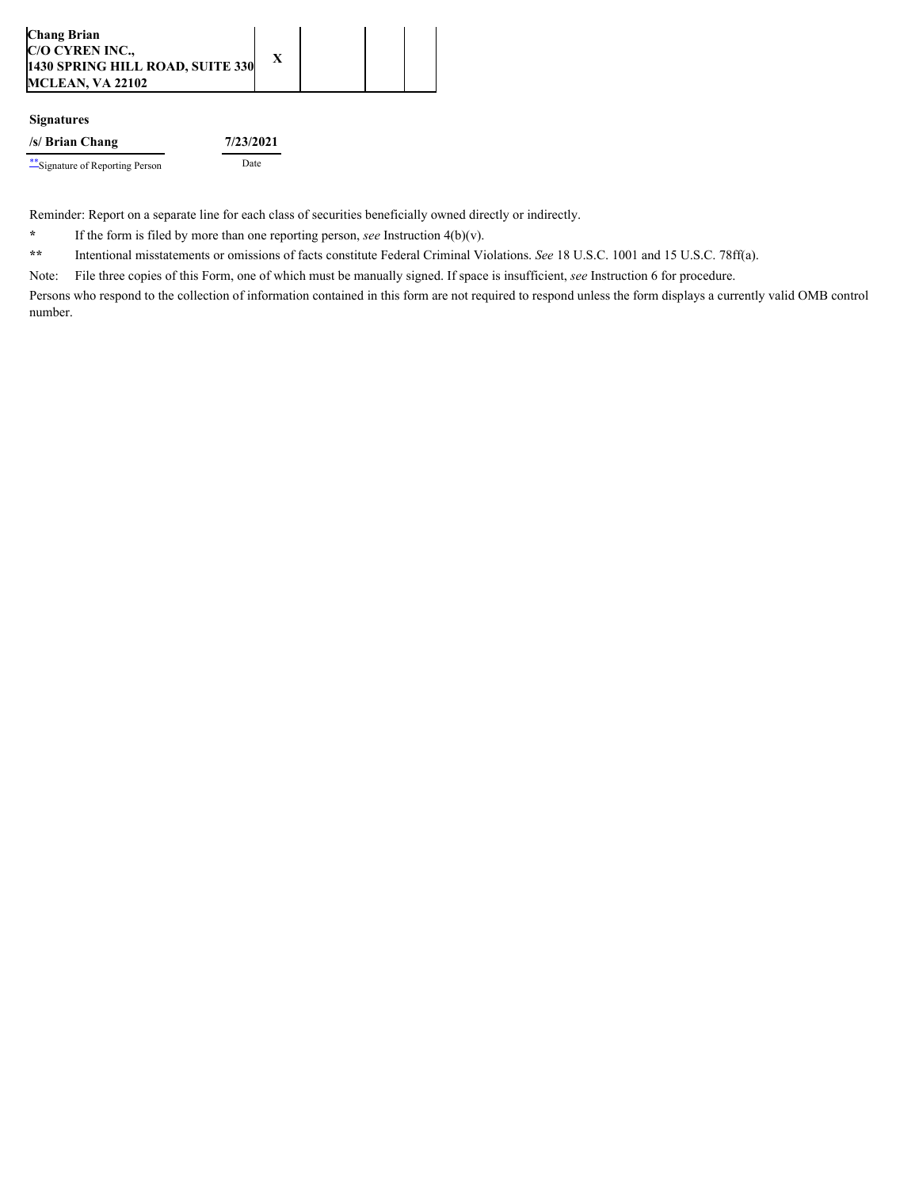| | | | | |
|---|---|---|---|---|
| **Chang Brian**<br>**C/O CYREN INC.,**<br>**1430 SPRING HILL ROAD, SUITE 330**<br>**MCLEAN, VA 22102** | X | | | |

**Signatures**

| | |
|---|---|
| **/s/ Brian Chang** | **7/23/2021** |
| **Signature of Reporting Person | Date |

Reminder: Report on a separate line for each class of securities beneficially owned directly or indirectly.

\* If the form is filed by more than one reporting person, *see* Instruction 4(b)(v).

** Intentional misstatements or omissions of facts constitute Federal Criminal Violations. *See* 18 U.S.C. 1001 and 15 U.S.C. 78ff(a).

Note: File three copies of this Form, one of which must be manually signed. If space is insufficient, *see* Instruction 6 for procedure.

Persons who respond to the collection of information contained in this form are not required to respond unless the form displays a currently valid OMB control number.